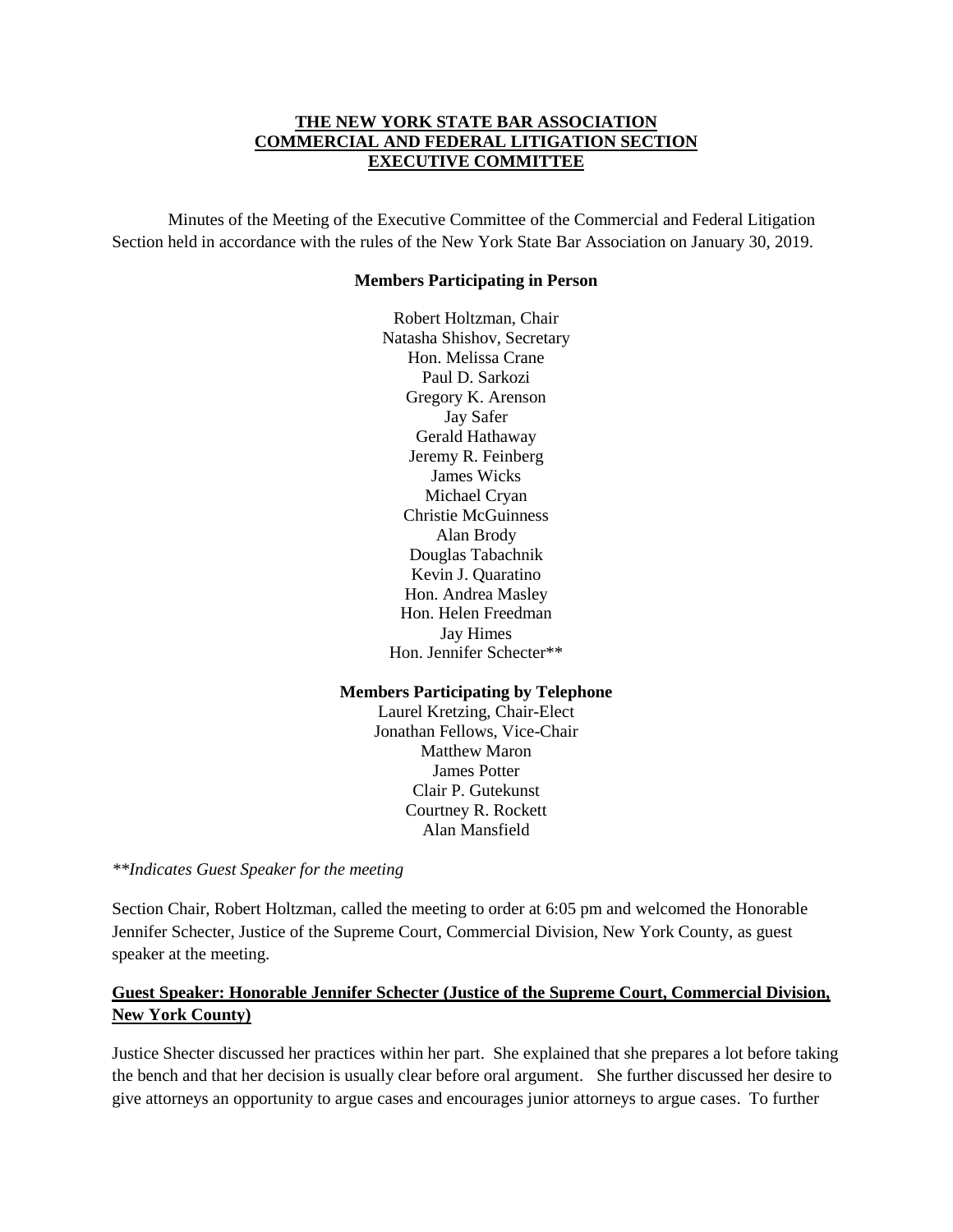**THE NEW YORK STATE BAR ASSOCIATION**
**COMMERCIAL AND FEDERAL LITIGATION SECTION**
**EXECUTIVE COMMITTEE**

Minutes of the Meeting of the Executive Committee of the Commercial and Federal Litigation Section held in accordance with the rules of the New York State Bar Association on January 30, 2019.

**Members Participating in Person**

Robert Holtzman, Chair
Natasha Shishov, Secretary
Hon. Melissa Crane
Paul D. Sarkozi
Gregory K. Arenson
Jay Safer
Gerald Hathaway
Jeremy R. Feinberg
James Wicks
Michael Cryan
Christie McGuinness
Alan Brody
Douglas Tabachnik
Kevin J. Quaratino
Hon. Andrea Masley
Hon. Helen Freedman
Jay Himes
Hon. Jennifer Schecter**

**Members Participating by Telephone**

Laurel Kretzing, Chair-Elect
Jonathan Fellows, Vice-Chair
Matthew Maron
James Potter
Clair P. Gutekunst
Courtney R. Rockett
Alan Mansfield

*\*\*Indicates Guest Speaker for the meeting*

Section Chair, Robert Holtzman, called the meeting to order at 6:05 pm and welcomed the Honorable Jennifer Schecter, Justice of the Supreme Court, Commercial Division, New York County, as guest speaker at the meeting.

**Guest Speaker: Honorable Jennifer Schecter (Justice of the Supreme Court, Commercial Division, New York County)**

Justice Shecter discussed her practices within her part. She explained that she prepares a lot before taking the bench and that her decision is usually clear before oral argument. She further discussed her desire to give attorneys an opportunity to argue cases and encourages junior attorneys to argue cases. To further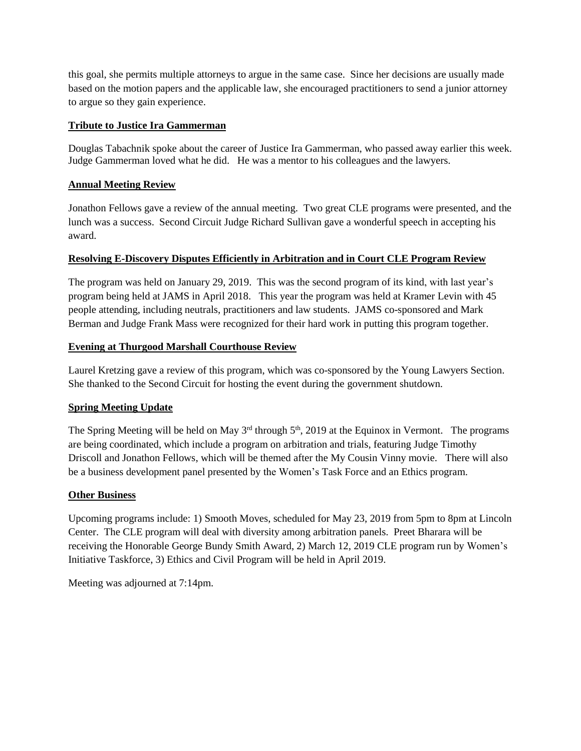this goal, she permits multiple attorneys to argue in the same case. Since her decisions are usually made based on the motion papers and the applicable law, she encouraged practitioners to send a junior attorney to argue so they gain experience.

**Tribute to Justice Ira Gammerman**

Douglas Tabachnik spoke about the career of Justice Ira Gammerman, who passed away earlier this week. Judge Gammerman loved what he did. He was a mentor to his colleagues and the lawyers.

**Annual Meeting Review**

Jonathon Fellows gave a review of the annual meeting. Two great CLE programs were presented, and the lunch was a success. Second Circuit Judge Richard Sullivan gave a wonderful speech in accepting his award.

**Resolving E-Discovery Disputes Efficiently in Arbitration and in Court CLE Program Review**

The program was held on January 29, 2019. This was the second program of its kind, with last year's program being held at JAMS in April 2018. This year the program was held at Kramer Levin with 45 people attending, including neutrals, practitioners and law students. JAMS co-sponsored and Mark Berman and Judge Frank Mass were recognized for their hard work in putting this program together.

**Evening at Thurgood Marshall Courthouse Review**

Laurel Kretzing gave a review of this program, which was co-sponsored by the Young Lawyers Section. She thanked to the Second Circuit for hosting the event during the government shutdown.

**Spring Meeting Update**

The Spring Meeting will be held on May 3rd through 5th, 2019 at the Equinox in Vermont. The programs are being coordinated, which include a program on arbitration and trials, featuring Judge Timothy Driscoll and Jonathon Fellows, which will be themed after the My Cousin Vinny movie. There will also be a business development panel presented by the Women's Task Force and an Ethics program.

**Other Business**

Upcoming programs include: 1) Smooth Moves, scheduled for May 23, 2019 from 5pm to 8pm at Lincoln Center. The CLE program will deal with diversity among arbitration panels. Preet Bharara will be receiving the Honorable George Bundy Smith Award, 2) March 12, 2019 CLE program run by Women's Initiative Taskforce, 3) Ethics and Civil Program will be held in April 2019.

Meeting was adjourned at 7:14pm.